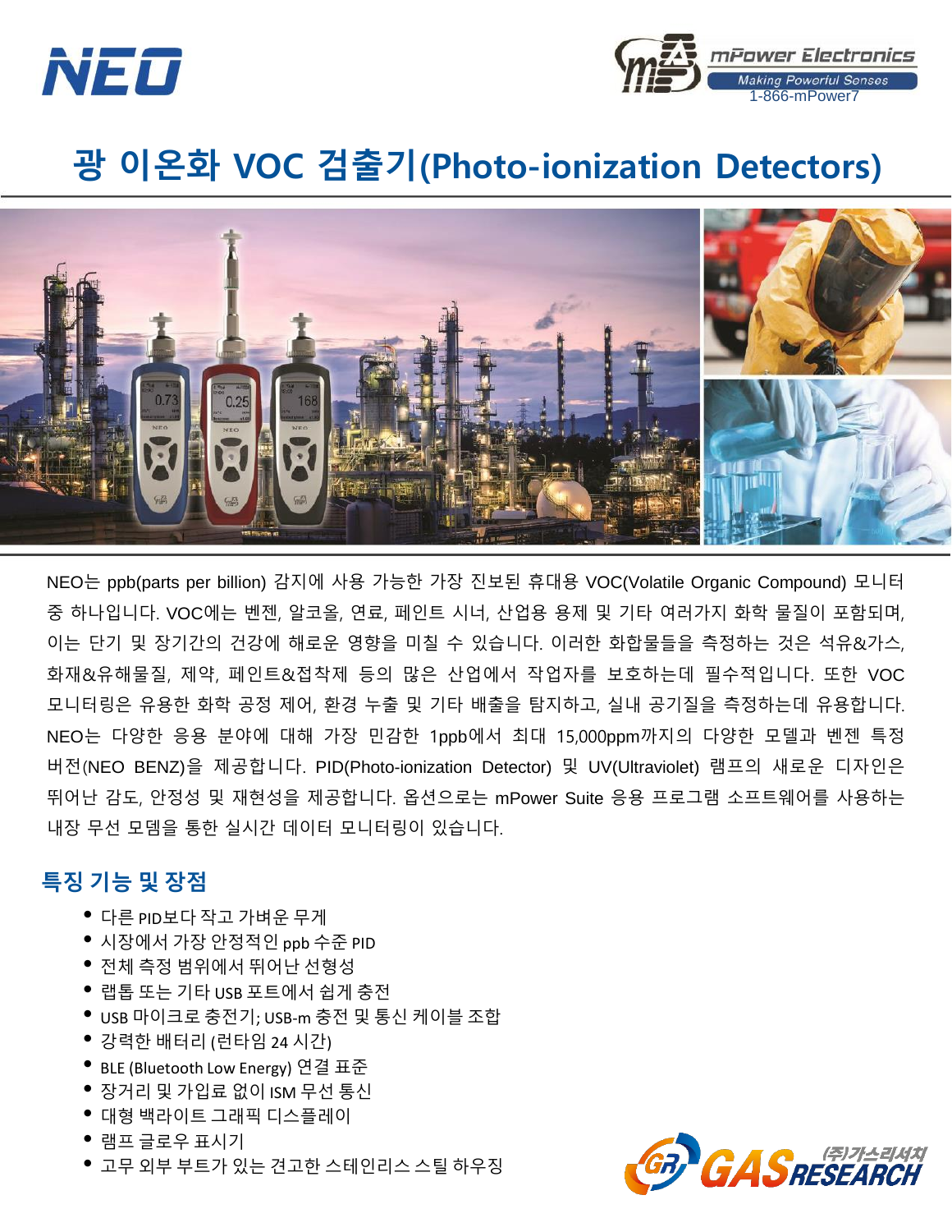NEO

mPower Electronics
Making Powerful Senses
1-866-mPower7

# 광 이온화 VOC 검출기(Photo-ionization Detectors)

NEO는 ppb(parts per billion) 감지에 사용 가능한 가장 진보된 휴대용 VOC(Volatile Organic Compound) 모니터 중 하나입니다. VOC에는 벤젠, 알코올, 연료, 페인트 시너, 산업용 용제 및 기타 여러가지 화학 물질이 포함되며, 이는 단기 및 장기간의 건강에 해로운 영향을 미칠 수 있습니다. 이러한 화합물들을 측정하는 것은 석유&가스, 화재&유해물질, 제약, 페인트&접착제 등의 많은 산업에서 작업자를 보호하는데 필수적입니다. 또한 VOC 모니터링은 유용한 화학 공정 제어, 환경 누출 및 기타 배출을 탐지하고, 실내 공기질을 측정하는데 유용합니다. NEO는 다양한 응용 분야에 대해 가장 민감한 1ppb에서 최대 15,000ppm까지의 다양한 모델과 벤젠 특정 버전(NEO BENZ)을 제공합니다. PID(Photo-ionization Detector) 및 UV(Ultraviolet) 램프의 새로운 디자인은 뛰어난 감도, 안정성 및 재현성을 제공합니다. 옵션으로는 mPower Suite 응용 프로그램 소프트웨어를 사용하는 내장 무선 모뎀을 통한 실시간 데이터 모니터링이 있습니다.

## 특징 기능 및 장점

- 다른 PID보다 작고 가벼운 무게
- 시장에서 가장 안정적인 ppb 수준 PID
- 전체 측정 범위에서 뛰어난 선형성
- 랩톱 또는 기타 USB 포트에서 쉽게 충전
- USB 마이크로 충전기; USB-m 충전 및 통신 케이블 조합
- 강력한 배터리 (런타임 24 시간)
- BLE (Bluetooth Low Energy) 연결 표준
- 장거리 및 가입료 없이 ISM 무선 통신
- 대형 백라이트 그래픽 디스플레이
- 램프 글로우 표시기
- 고무 외부 부트가 있는 견고한 스테인리스 스틸 하우징

(주)가스리서치 GAS RESEARCH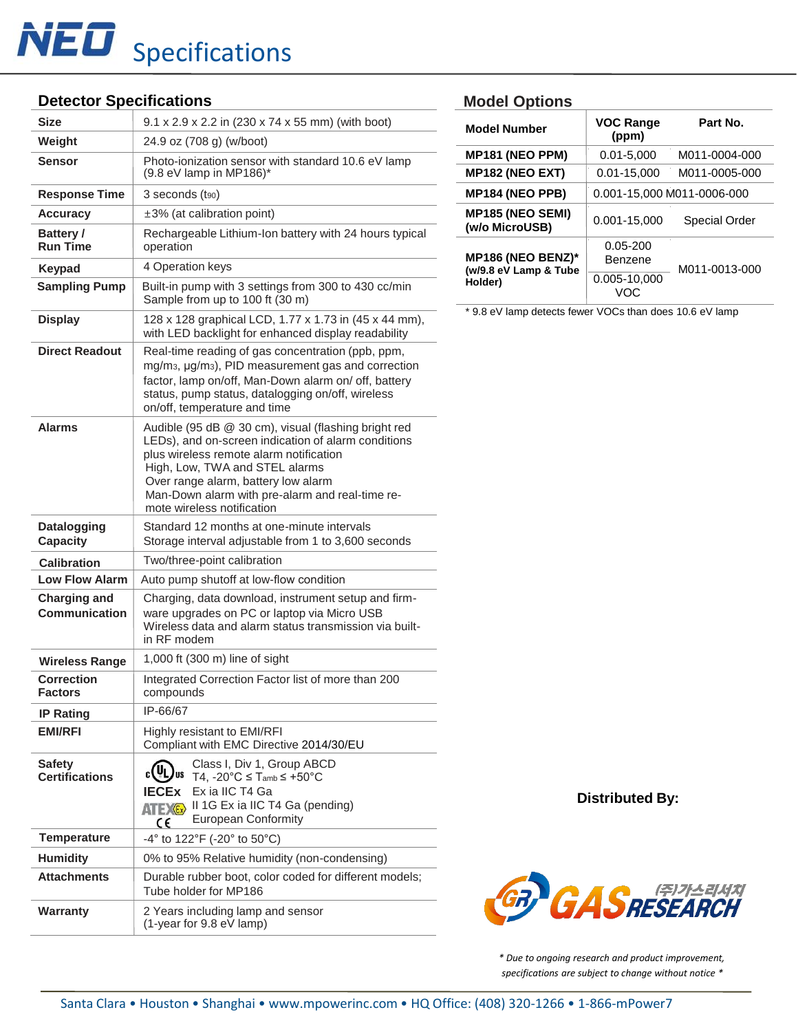# NEO Specifications

## Detector Specifications

| | |
|---|---|
| **Size** | 9.1 x 2.9 x 2.2 in (230 x 74 x 55 mm) (with boot) |
| **Weight** | 24.9 oz (708 g) (w/boot) |
| **Sensor** | Photo-ionization sensor with standard 10.6 eV lamp (9.8 eV lamp in MP186)* |
| **Response Time** | 3 seconds ($t_{90}$) |
| **Accuracy** | ±3% (at calibration point) |
| **Battery / Run Time** | Rechargeable Lithium-Ion battery with 24 hours typical operation |
| **Keypad** | 4 Operation keys |
| **Sampling Pump** | Built-in pump with 3 settings from 300 to 430 cc/min<br>Sample from up to 100 ft (30 m) |
| **Display** | 128 x 128 graphical LCD, 1.77 x 1.73 in (45 x 44 mm), with LED backlight for enhanced display readability |
| **Direct Readout** | Real-time reading of gas concentration (ppb, ppm, $mg/m^3$, $\mu g/m^3$), PID measurement gas and correction factor, lamp on/off, Man-Down alarm on/ off, battery status, pump status, datalogging on/off, wireless on/off, temperature and time |
| **Alarms** | Audible (95 dB @ 30 cm), visual (flashing bright red LEDs), and on-screen indication of alarm conditions plus wireless remote alarm notification<br>High, Low, TWA and STEL alarms<br>Over range alarm, battery low alarm<br>Man-Down alarm with pre-alarm and real-time remote wireless notification |
| **Datalogging Capacity** | Standard 12 months at one-minute intervals<br>Storage interval adjustable from 1 to 3,600 seconds |
| **Calibration** | Two/three-point calibration |
| **Low Flow Alarm** | Auto pump shutoff at low-flow condition |
| **Charging and Communication** | Charging, data download, instrument setup and firmware upgrades on PC or laptop via Micro USB<br>Wireless data and alarm status transmission via built-in RF modem |
| **Wireless Range** | 1,000 ft (300 m) line of sight |
| **Correction Factors** | Integrated Correction Factor list of more than 200 compounds |
| **IP Rating** | IP-66/67 |
| **EMI/RFI** | Highly resistant to EMI/RFI<br>Compliant with EMC Directive 2014/30/EU |
| **Safety Certifications** | cULus: Class I, Div 1, Group ABCD<br>T4, -20°C ≤ $T_{amb}$ ≤ +50°C<br>IECEx: Ex ia IIC T4 Ga<br>ATEX: II 1G Ex ia IIC T4 Ga (pending)<br>CE: European Conformity |
| **Temperature** | -4° to 122°F (-20° to 50°C) |
| **Humidity** | 0% to 95% Relative humidity (non-condensing) |
| **Attachments** | Durable rubber boot, color coded for different models; Tube holder for MP186 |
| **Warranty** | 2 Years including lamp and sensor<br>(1-year for 9.8 eV lamp) |

## Model Options

| Model Number | VOC Range (ppm) | Part No. |
|---|---|---|
| **MP181 (NEO PPM)** | 0.01-5,000 | M011-0004-000 |
| **MP182 (NEO EXT)** | 0.01-15,000 | M011-0005-000 |
| **MP184 (NEO PPB)** | 0.001-15,000 | M011-0006-000 |
| **MP185 (NEO SEMI) (w/o MicroUSB)** | 0.001-15,000 | Special Order |
| **MP186 (NEO BENZ)* (w/9.8 eV Lamp & Tube Holder)** | 0.05-200 Benzene<br>0.005-10,000 VOC | M011-0013-000 |

\* 9.8 eV lamp detects fewer VOCs than does 10.6 eV lamp

**Distributed By:**

GAS RESEARCH (주)가스리서치

*\* Due to ongoing research and product improvement, specifications are subject to change without notice \**

Santa Clara • Houston • Shanghai • www.mpowerinc.com • HQ Office: (408) 320-1266 • 1-866-mPower7